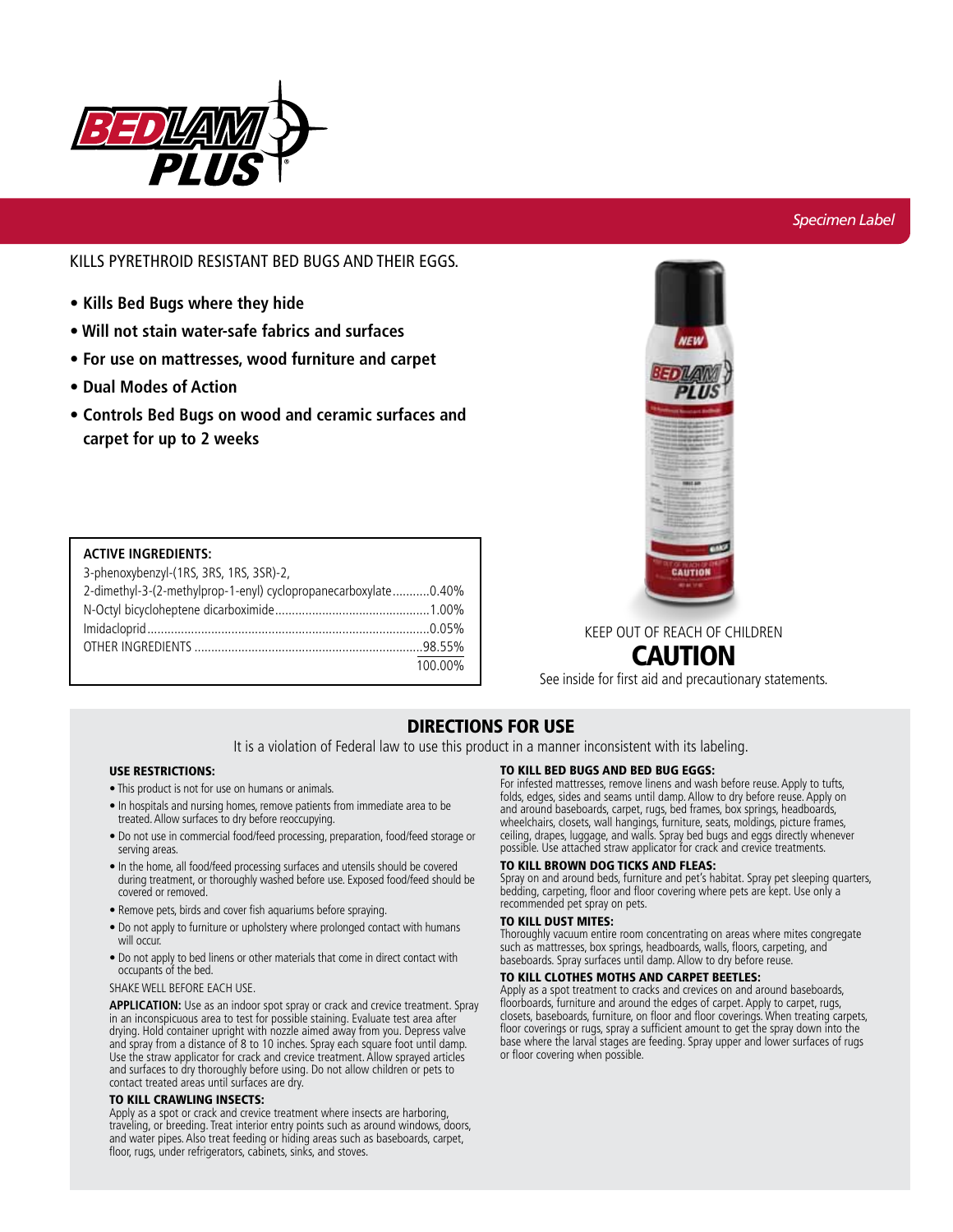# BEDLAM PLUS

*Specimen Label*

KILLS PYRETHROID RESISTANT BED BUGS AND THEIR EGGS.

- **Kills Bed Bugs where they hide**
- **Will not stain water-safe fabrics and surfaces**
- **For use on mattresses, wood furniture and carpet**
- **Dual Modes of Action**
- **Controls Bed Bugs on wood and ceramic surfaces and carpet for up to 2 weeks**

**ACTIVE INGREDIENTS:**

| | |
|---|---|
| 3-phenoxybenzyl-(1RS, 3RS, 1RS, 3SR)-2, 2-dimethyl-3-(2-methylprop-1-enyl) cyclopropanecarboxylate | 0.40% |
| N-Octyl bicycloheptene dicarboximide | 1.00% |
| Imidacloprid | 0.05% |
| OTHER INGREDIENTS | 98.55% |
| | 100.00% |

KEEP OUT OF REACH OF CHILDREN

**CAUTION**

See inside for first aid and precautionary statements.

## DIRECTIONS FOR USE

It is a violation of Federal law to use this product in a manner inconsistent with its labeling.

### USE RESTRICTIONS:

- This product is not for use on humans or animals.
- In hospitals and nursing homes, remove patients from immediate area to be treated. Allow surfaces to dry before reoccupying.
- Do not use in commercial food/feed processing, preparation, food/feed storage or serving areas.
- In the home, all food/feed processing surfaces and utensils should be covered during treatment, or thoroughly washed before use. Exposed food/feed should be covered or removed.
- Remove pets, birds and cover fish aquariums before spraying.
- Do not apply to furniture or upholstery where prolonged contact with humans will occur.
- Do not apply to bed linens or other materials that come in direct contact with occupants of the bed.

SHAKE WELL BEFORE EACH USE.

**APPLICATION:** Use as an indoor spot spray or crack and crevice treatment. Spray in an inconspicuous area to test for possible staining. Evaluate test area after drying. Hold container upright with nozzle aimed away from you. Depress valve and spray from a distance of 8 to 10 inches. Spray each square foot until damp. Use the straw applicator for crack and crevice treatment. Allow sprayed articles and surfaces to dry thoroughly before using. Do not allow children or pets to contact treated areas until surfaces are dry.

### TO KILL CRAWLING INSECTS:

Apply as a spot or crack and crevice treatment where insects are harboring, traveling, or breeding. Treat interior entry points such as around windows, doors, and water pipes. Also treat feeding or hiding areas such as baseboards, carpet, floor, rugs, under refrigerators, cabinets, sinks, and stoves.

### TO KILL BED BUGS AND BED BUG EGGS:

For infested mattresses, remove linens and wash before reuse. Apply to tufts, folds, edges, sides and seams until damp. Allow to dry before reuse. Apply on and around baseboards, carpet, rugs, bed frames, box springs, headboards, wheelchairs, closets, wall hangings, furniture, seats, moldings, picture frames, ceiling, drapes, luggage, and walls. Spray bed bugs and eggs directly whenever possible. Use attached straw applicator for crack and crevice treatments.

### TO KILL BROWN DOG TICKS AND FLEAS:

Spray on and around beds, furniture and pet's habitat. Spray pet sleeping quarters, bedding, carpeting, floor and floor covering where pets are kept. Use only a recommended pet spray on pets.

### TO KILL DUST MITES:

Thoroughly vacuum entire room concentrating on areas where mites congregate such as mattresses, box springs, headboards, walls, floors, carpeting, and baseboards. Spray surfaces until damp. Allow to dry before reuse.

### TO KILL CLOTHES MOTHS AND CARPET BEETLES:

Apply as a spot treatment to cracks and crevices on and around baseboards, floorboards, furniture and around the edges of carpet. Apply to carpet, rugs, closets, baseboards, furniture, on floor and floor coverings. When treating carpets, floor coverings or rugs, spray a sufficient amount to get the spray down into the base where the larval stages are feeding. Spray upper and lower surfaces of rugs or floor covering when possible.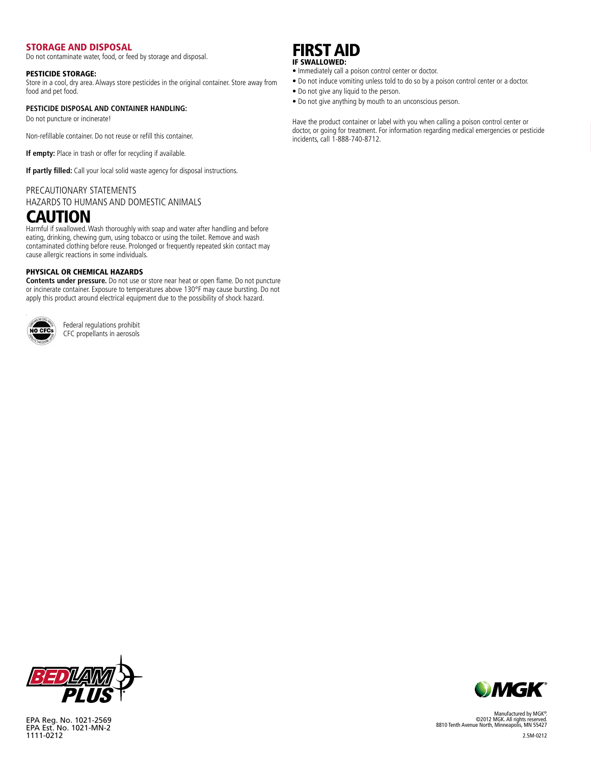## STORAGE AND DISPOSAL

Do not contaminate water, food, or feed by storage and disposal.

### PESTICIDE STORAGE:

Store in a cool, dry area. Always store pesticides in the original container. Store away from food and pet food.

### PESTICIDE DISPOSAL AND CONTAINER HANDLING:

Do not puncture or incinerate!

Non-refillable container. Do not reuse or refill this container.

**If empty:** Place in trash or offer for recycling if available.

**If partly filled:** Call your local solid waste agency for disposal instructions.

PRECAUTIONARY STATEMENTS

HAZARDS TO HUMANS AND DOMESTIC ANIMALS

## CAUTION

Harmful if swallowed. Wash thoroughly with soap and water after handling and before eating, drinking, chewing gum, using tobacco or using the toilet. Remove and wash contaminated clothing before reuse. Prolonged or frequently repeated skin contact may cause allergic reactions in some individuals.

### PHYSICAL OR CHEMICAL HAZARDS

**Contents under pressure.** Do not use or store near heat or open flame. Do not puncture or incinerate container. Exposure to temperatures above 130°F may cause bursting. Do not apply this product around electrical equipment due to the possibility of shock hazard.

NO CFCs

Federal regulations prohibit CFC propellants in aerosols

## FIRST AID

### IF SWALLOWED:

- Immediately call a poison control center or doctor.
- Do not induce vomiting unless told to do so by a poison control center or a doctor.
- Do not give any liquid to the person.
- Do not give anything by mouth to an unconscious person.

Have the product container or label with you when calling a poison control center or doctor, or going for treatment. For information regarding medical emergencies or pesticide incidents, call 1-888-740-8712.

BEDLAM PLUS®

EPA Reg. No. 1021-2569
EPA Est. No. 1021-MN-2
1111-0212

MGK®

Manufactured by MGK®.
©2012 MGK. All rights reserved.
8810 Tenth Avenue North, Minneapolis, MN 55427

2.5M-0212